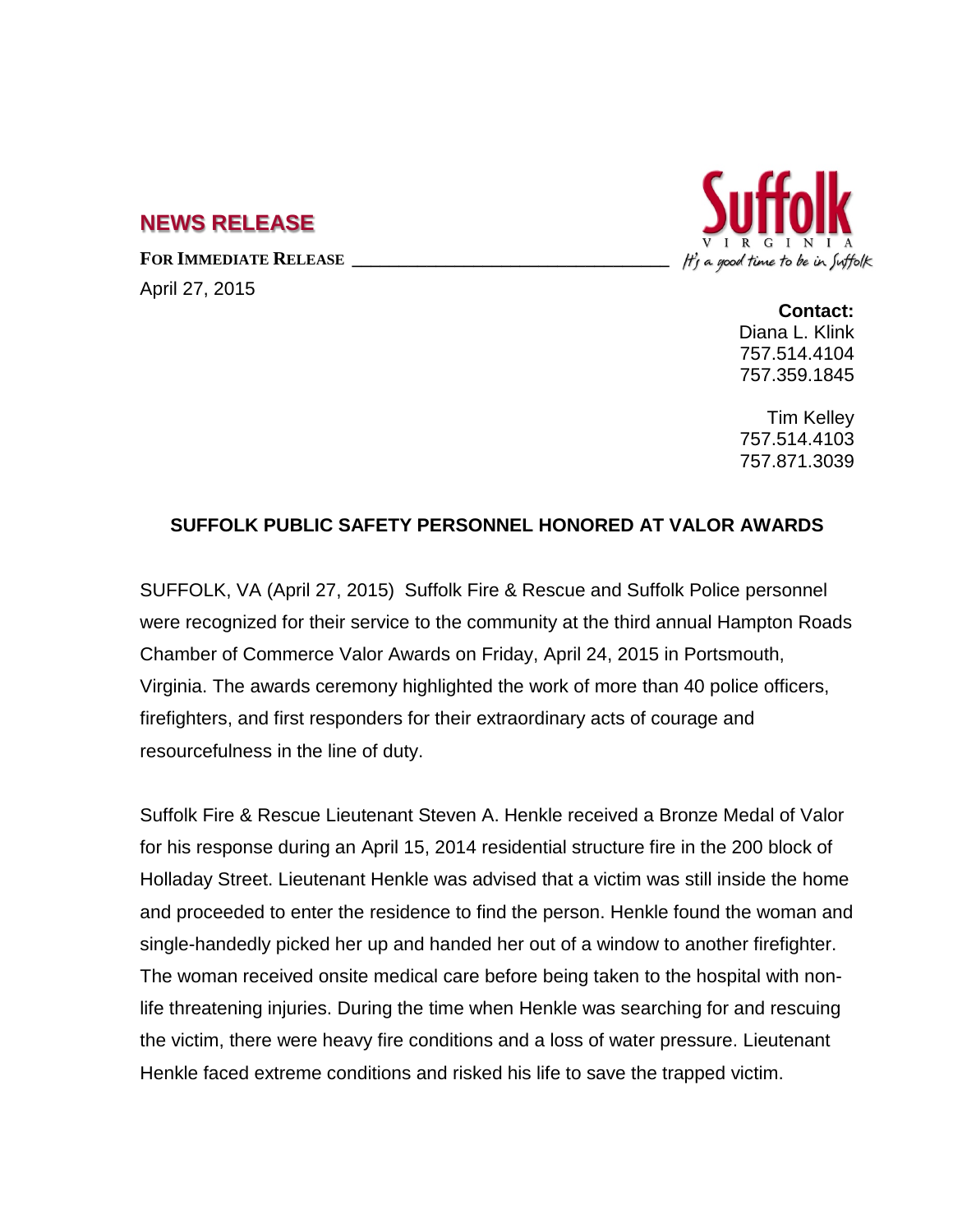## NEWS RELEASE

**FOR IMMEDIATE RELEASE**

April 27, 2015

**Contact:**
Diana L. Klink
757.514.4104
757.359.1845

Tim Kelley
757.514.4103
757.871.3039

### SUFFOLK PUBLIC SAFETY PERSONNEL HONORED AT VALOR AWARDS

SUFFOLK, VA (April 27, 2015) Suffolk Fire & Rescue and Suffolk Police personnel were recognized for their service to the community at the third annual Hampton Roads Chamber of Commerce Valor Awards on Friday, April 24, 2015 in Portsmouth, Virginia. The awards ceremony highlighted the work of more than 40 police officers, firefighters, and first responders for their extraordinary acts of courage and resourcefulness in the line of duty.

Suffolk Fire & Rescue Lieutenant Steven A. Henkle received a Bronze Medal of Valor for his response during an April 15, 2014 residential structure fire in the 200 block of Holladay Street. Lieutenant Henkle was advised that a victim was still inside the home and proceeded to enter the residence to find the person. Henkle found the woman and single-handedly picked her up and handed her out of a window to another firefighter. The woman received onsite medical care before being taken to the hospital with non-life threatening injuries. During the time when Henkle was searching for and rescuing the victim, there were heavy fire conditions and a loss of water pressure. Lieutenant Henkle faced extreme conditions and risked his life to save the trapped victim.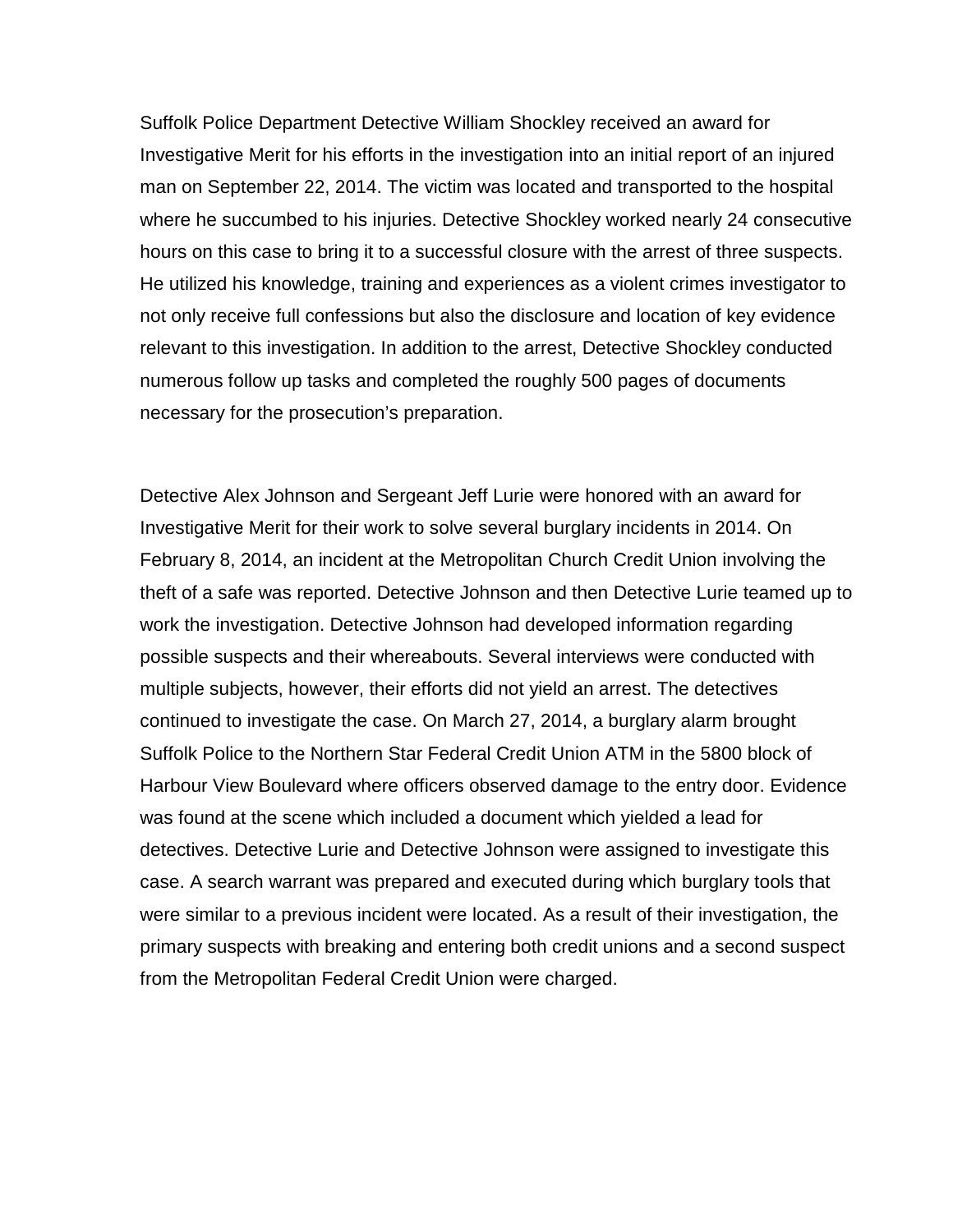Suffolk Police Department Detective William Shockley received an award for Investigative Merit for his efforts in the investigation into an initial report of an injured man on September 22, 2014. The victim was located and transported to the hospital where he succumbed to his injuries. Detective Shockley worked nearly 24 consecutive hours on this case to bring it to a successful closure with the arrest of three suspects. He utilized his knowledge, training and experiences as a violent crimes investigator to not only receive full confessions but also the disclosure and location of key evidence relevant to this investigation. In addition to the arrest, Detective Shockley conducted numerous follow up tasks and completed the roughly 500 pages of documents necessary for the prosecution's preparation.

Detective Alex Johnson and Sergeant Jeff Lurie were honored with an award for Investigative Merit for their work to solve several burglary incidents in 2014. On February 8, 2014, an incident at the Metropolitan Church Credit Union involving the theft of a safe was reported. Detective Johnson and then Detective Lurie teamed up to work the investigation. Detective Johnson had developed information regarding possible suspects and their whereabouts. Several interviews were conducted with multiple subjects, however, their efforts did not yield an arrest. The detectives continued to investigate the case. On March 27, 2014, a burglary alarm brought Suffolk Police to the Northern Star Federal Credit Union ATM in the 5800 block of Harbour View Boulevard where officers observed damage to the entry door. Evidence was found at the scene which included a document which yielded a lead for detectives. Detective Lurie and Detective Johnson were assigned to investigate this case. A search warrant was prepared and executed during which burglary tools that were similar to a previous incident were located. As a result of their investigation, the primary suspects with breaking and entering both credit unions and a second suspect from the Metropolitan Federal Credit Union were charged.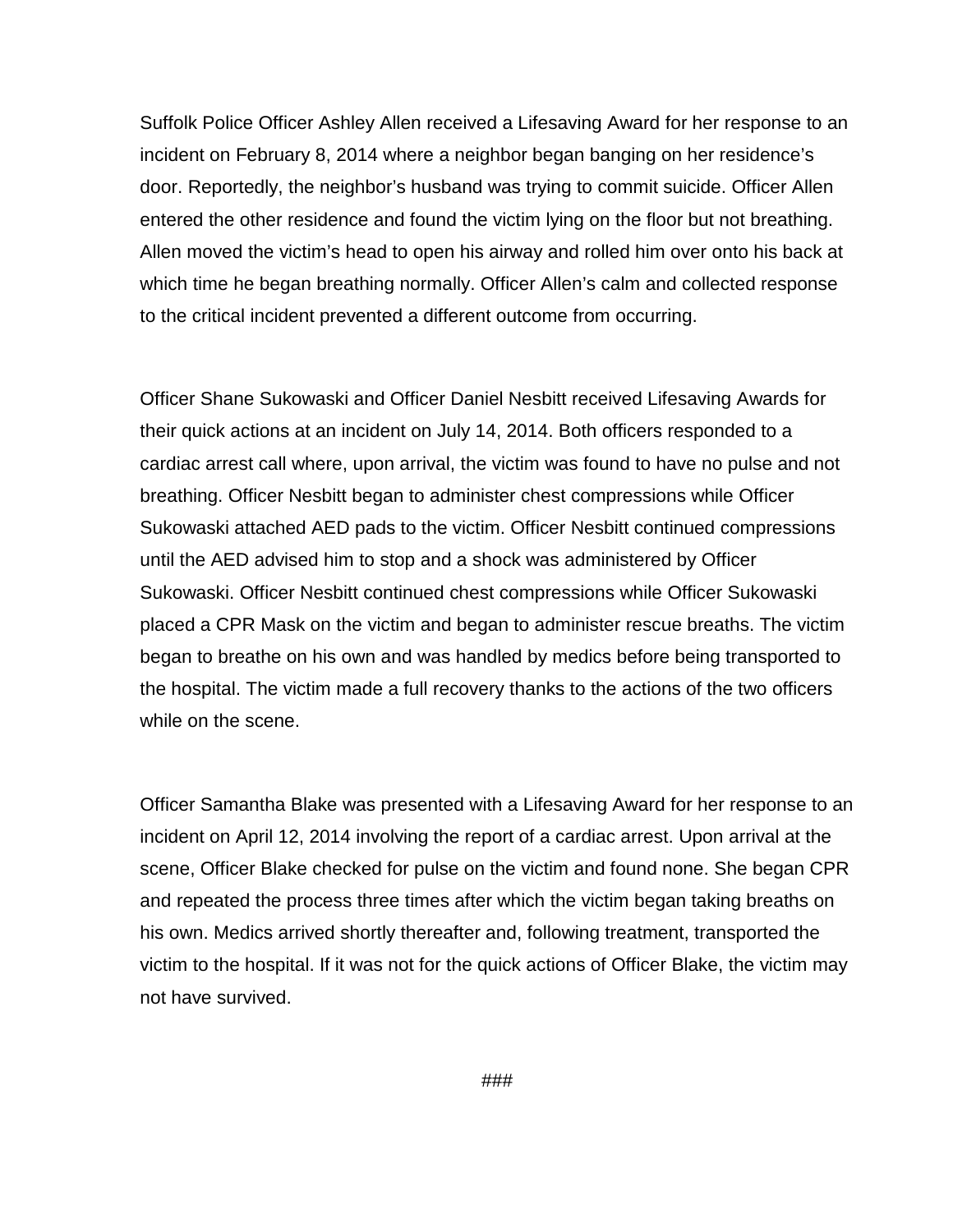Suffolk Police Officer Ashley Allen received a Lifesaving Award for her response to an incident on February 8, 2014 where a neighbor began banging on her residence's door. Reportedly, the neighbor's husband was trying to commit suicide. Officer Allen entered the other residence and found the victim lying on the floor but not breathing. Allen moved the victim's head to open his airway and rolled him over onto his back at which time he began breathing normally. Officer Allen's calm and collected response to the critical incident prevented a different outcome from occurring.

Officer Shane Sukowaski and Officer Daniel Nesbitt received Lifesaving Awards for their quick actions at an incident on July 14, 2014. Both officers responded to a cardiac arrest call where, upon arrival, the victim was found to have no pulse and not breathing. Officer Nesbitt began to administer chest compressions while Officer Sukowaski attached AED pads to the victim. Officer Nesbitt continued compressions until the AED advised him to stop and a shock was administered by Officer Sukowaski. Officer Nesbitt continued chest compressions while Officer Sukowaski placed a CPR Mask on the victim and began to administer rescue breaths. The victim began to breathe on his own and was handled by medics before being transported to the hospital. The victim made a full recovery thanks to the actions of the two officers while on the scene.

Officer Samantha Blake was presented with a Lifesaving Award for her response to an incident on April 12, 2014 involving the report of a cardiac arrest. Upon arrival at the scene, Officer Blake checked for pulse on the victim and found none. She began CPR and repeated the process three times after which the victim began taking breaths on his own. Medics arrived shortly thereafter and, following treatment, transported the victim to the hospital. If it was not for the quick actions of Officer Blake, the victim may not have survived.

###